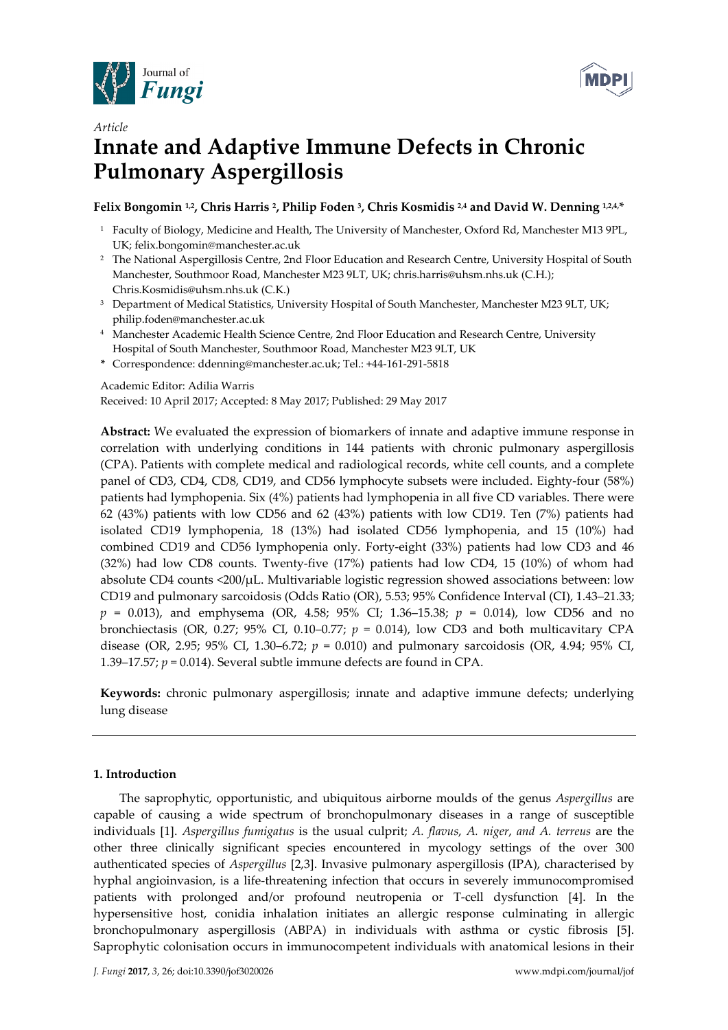Journal of *Fungi*

MDPI

*Article*

# Innate and Adaptive Immune Defects in Chronic Pulmonary Aspergillosis

**Felix Bongomin [1,2], Chris Harris [2], Philip Foden [3], Chris Kosmidis [2,4] and David W. Denning [1,2,4,*]**

[1] Faculty of Biology, Medicine and Health, The University of Manchester, Oxford Rd, Manchester M13 9PL, UK; felix.bongomin@manchester.ac.uk

[2] The National Aspergillosis Centre, 2nd Floor Education and Research Centre, University Hospital of South Manchester, Southmoor Road, Manchester M23 9LT, UK; chris.harris@uhsm.nhs.uk (C.H.); Chris.Kosmidis@uhsm.nhs.uk (C.K.)

[3] Department of Medical Statistics, University Hospital of South Manchester, Manchester M23 9LT, UK; philip.foden@manchester.ac.uk

[4] Manchester Academic Health Science Centre, 2nd Floor Education and Research Centre, University Hospital of South Manchester, Southmoor Road, Manchester M23 9LT, UK

\* Correspondence: ddenning@manchester.ac.uk; Tel.: +44-161-291-5818

Academic Editor: Adilia Warris

Received: 10 April 2017; Accepted: 8 May 2017; Published: 29 May 2017

**Abstract:** We evaluated the expression of biomarkers of innate and adaptive immune response in correlation with underlying conditions in 144 patients with chronic pulmonary aspergillosis (CPA). Patients with complete medical and radiological records, white cell counts, and a complete panel of CD3, CD4, CD8, CD19, and CD56 lymphocyte subsets were included. Eighty-four (58%) patients had lymphopenia. Six (4%) patients had lymphopenia in all five CD variables. There were 62 (43%) patients with low CD56 and 62 (43%) patients with low CD19. Ten (7%) patients had isolated CD19 lymphopenia, 18 (13%) had isolated CD56 lymphopenia, and 15 (10%) had combined CD19 and CD56 lymphopenia only. Forty-eight (33%) patients had low CD3 and 46 (32%) had low CD8 counts. Twenty-five (17%) patients had low CD4, 15 (10%) of whom had absolute CD4 counts <200/μL. Multivariable logistic regression showed associations between: low CD19 and pulmonary sarcoidosis (Odds Ratio (OR), 5.53; 95% Confidence Interval (CI), 1.43–21.33; $p = 0.013$), and emphysema (OR, 4.58; 95% CI; 1.36–15.38; $p = 0.014$), low CD56 and no bronchiectasis (OR, 0.27; 95% CI, 0.10–0.77; $p = 0.014$), low CD3 and both multicavitary CPA disease (OR, 2.95; 95% CI, 1.30–6.72; $p = 0.010$) and pulmonary sarcoidosis (OR, 4.94; 95% CI, 1.39–17.57; $p = 0.014$). Several subtle immune defects are found in CPA.

**Keywords:** chronic pulmonary aspergillosis; innate and adaptive immune defects; underlying lung disease

## 1. Introduction

The saprophytic, opportunistic, and ubiquitous airborne moulds of the genus *Aspergillus* are capable of causing a wide spectrum of bronchopulmonary diseases in a range of susceptible individuals [1]. *Aspergillus fumigatus* is the usual culprit; *A. flavus*, *A. niger*, *and A. terreus* are the other three clinically significant species encountered in mycology settings of the over 300 authenticated species of *Aspergillus* [2,3]. Invasive pulmonary aspergillosis (IPA), characterised by hyphal angioinvasion, is a life-threatening infection that occurs in severely immunocompromised patients with prolonged and/or profound neutropenia or T-cell dysfunction [4]. In the hypersensitive host, conidia inhalation initiates an allergic response culminating in allergic bronchopulmonary aspergillosis (ABPA) in individuals with asthma or cystic fibrosis [5]. Saprophytic colonisation occurs in immunocompetent individuals with anatomical lesions in their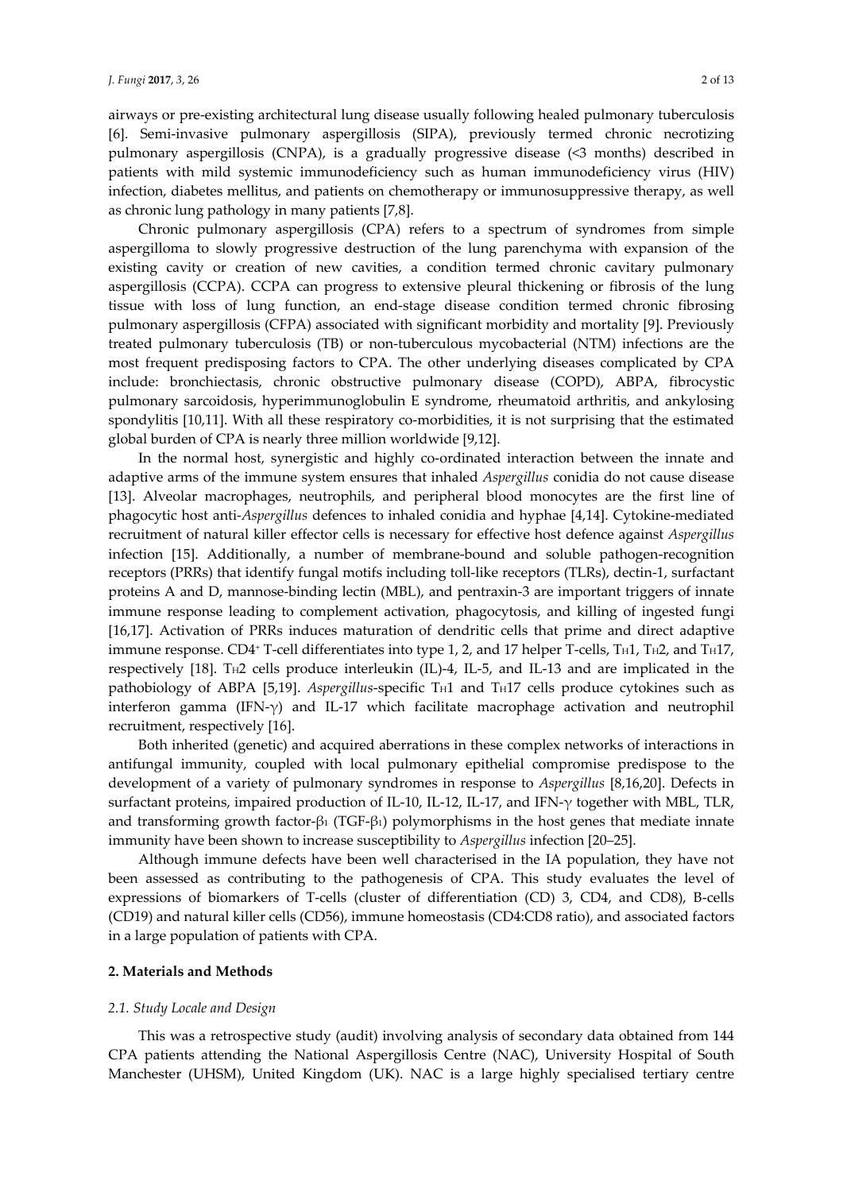airways or pre-existing architectural lung disease usually following healed pulmonary tuberculosis [6]. Semi-invasive pulmonary aspergillosis (SIPA), previously termed chronic necrotizing pulmonary aspergillosis (CNPA), is a gradually progressive disease (<3 months) described in patients with mild systemic immunodeficiency such as human immunodeficiency virus (HIV) infection, diabetes mellitus, and patients on chemotherapy or immunosuppressive therapy, as well as chronic lung pathology in many patients [7,8].

Chronic pulmonary aspergillosis (CPA) refers to a spectrum of syndromes from simple aspergilloma to slowly progressive destruction of the lung parenchyma with expansion of the existing cavity or creation of new cavities, a condition termed chronic cavitary pulmonary aspergillosis (CCPA). CCPA can progress to extensive pleural thickening or fibrosis of the lung tissue with loss of lung function, an end-stage disease condition termed chronic fibrosing pulmonary aspergillosis (CFPA) associated with significant morbidity and mortality [9]. Previously treated pulmonary tuberculosis (TB) or non-tuberculous mycobacterial (NTM) infections are the most frequent predisposing factors to CPA. The other underlying diseases complicated by CPA include: bronchiectasis, chronic obstructive pulmonary disease (COPD), ABPA, fibrocystic pulmonary sarcoidosis, hyperimmunoglobulin E syndrome, rheumatoid arthritis, and ankylosing spondylitis [10,11]. With all these respiratory co-morbidities, it is not surprising that the estimated global burden of CPA is nearly three million worldwide [9,12].

In the normal host, synergistic and highly co-ordinated interaction between the innate and adaptive arms of the immune system ensures that inhaled *Aspergillus* conidia do not cause disease [13]. Alveolar macrophages, neutrophils, and peripheral blood monocytes are the first line of phagocytic host anti-*Aspergillus* defences to inhaled conidia and hyphae [4,14]. Cytokine-mediated recruitment of natural killer effector cells is necessary for effective host defence against *Aspergillus* infection [15]. Additionally, a number of membrane-bound and soluble pathogen-recognition receptors (PRRs) that identify fungal motifs including toll-like receptors (TLRs), dectin-1, surfactant proteins A and D, mannose-binding lectin (MBL), and pentraxin-3 are important triggers of innate immune response leading to complement activation, phagocytosis, and killing of ingested fungi [16,17]. Activation of PRRs induces maturation of dendritic cells that prime and direct adaptive immune response. $CD4^+$ T-cell differentiates into type 1, 2, and 17 helper T-cells, $T_H1$, $T_H2$, and $T_H17$, respectively [18]. $T_H2$ cells produce interleukin (IL)-4, IL-5, and IL-13 and are implicated in the pathobiology of ABPA [5,19]. *Aspergillus*-specific $T_H1$ and $T_H17$ cells produce cytokines such as interferon gamma (IFN-$\gamma$) and IL-17 which facilitate macrophage activation and neutrophil recruitment, respectively [16].

Both inherited (genetic) and acquired aberrations in these complex networks of interactions in antifungal immunity, coupled with local pulmonary epithelial compromise predispose to the development of a variety of pulmonary syndromes in response to *Aspergillus* [8,16,20]. Defects in surfactant proteins, impaired production of IL-10, IL-12, IL-17, and IFN-$\gamma$ together with MBL, TLR, and transforming growth factor-$\beta_1$ (TGF-$\beta_1$) polymorphisms in the host genes that mediate innate immunity have been shown to increase susceptibility to *Aspergillus* infection [20–25].

Although immune defects have been well characterised in the IA population, they have not been assessed as contributing to the pathogenesis of CPA. This study evaluates the level of expressions of biomarkers of T-cells (cluster of differentiation (CD) 3, CD4, and CD8), B-cells (CD19) and natural killer cells (CD56), immune homeostasis (CD4:CD8 ratio), and associated factors in a large population of patients with CPA.

## 2. Materials and Methods

### *2.1. Study Locale and Design*

This was a retrospective study (audit) involving analysis of secondary data obtained from 144 CPA patients attending the National Aspergillosis Centre (NAC), University Hospital of South Manchester (UHSM), United Kingdom (UK). NAC is a large highly specialised tertiary centre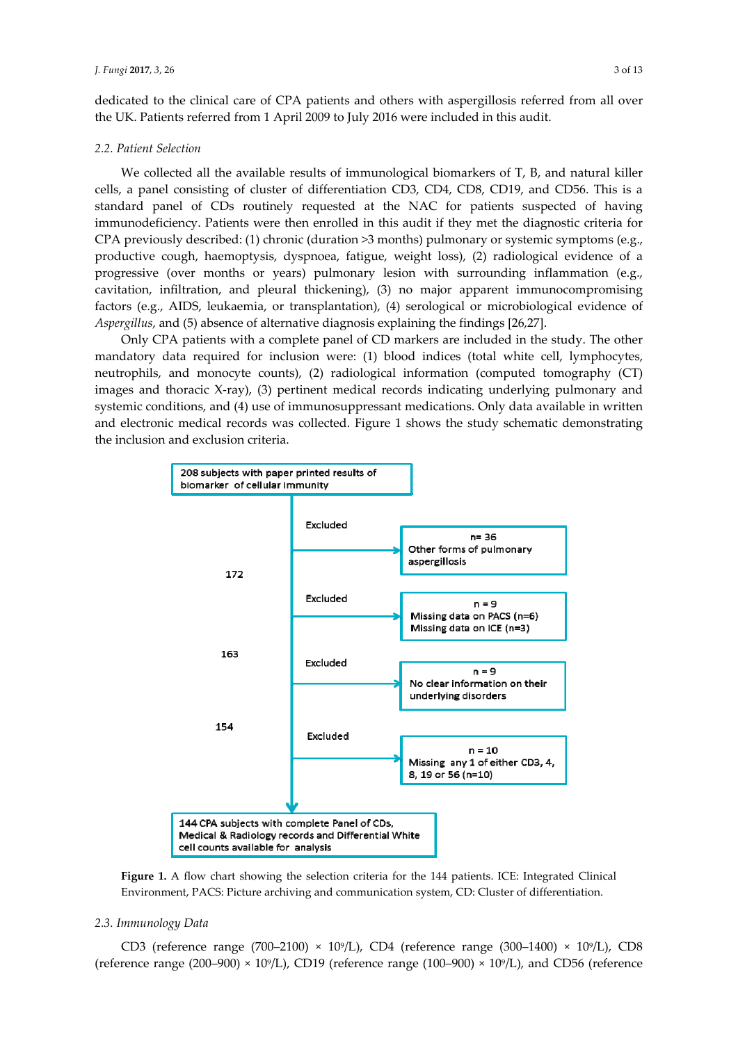dedicated to the clinical care of CPA patients and others with aspergillosis referred from all over the UK. Patients referred from 1 April 2009 to July 2016 were included in this audit.

### 2.2. Patient Selection

We collected all the available results of immunological biomarkers of T, B, and natural killer cells, a panel consisting of cluster of differentiation CD3, CD4, CD8, CD19, and CD56. This is a standard panel of CDs routinely requested at the NAC for patients suspected of having immunodeficiency. Patients were then enrolled in this audit if they met the diagnostic criteria for CPA previously described: (1) chronic (duration >3 months) pulmonary or systemic symptoms (e.g., productive cough, haemoptysis, dyspnoea, fatigue, weight loss), (2) radiological evidence of a progressive (over months or years) pulmonary lesion with surrounding inflammation (e.g., cavitation, infiltration, and pleural thickening), (3) no major apparent immunocompromising factors (e.g., AIDS, leukaemia, or transplantation), (4) serological or microbiological evidence of *Aspergillus*, and (5) absence of alternative diagnosis explaining the findings [26,27].

Only CPA patients with a complete panel of CD markers are included in the study. The other mandatory data required for inclusion were: (1) blood indices (total white cell, lymphocytes, neutrophils, and monocyte counts), (2) radiological information (computed tomography (CT) images and thoracic X-ray), (3) pertinent medical records indicating underlying pulmonary and systemic conditions, and (4) use of immunosuppressant medications. Only data available in written and electronic medical records was collected. Figure 1 shows the study schematic demonstrating the inclusion and exclusion criteria.

208 subjects with paper printed results of biomarker of cellular immunity

Excluded: n= 36 Other forms of pulmonary aspergillosis

172

Excluded: n = 9 Missing data on PACS (n=6) Missing data on ICE (n=3)

163

Excluded: n = 9 No clear information on their underlying disorders

154

Excluded: n = 10 Missing any 1 of either CD3, 4, 8, 19 or 56 (n=10)

144 CPA subjects with complete Panel of CDs, Medical & Radiology records and Differential White cell counts available for analysis

**Figure 1.** A flow chart showing the selection criteria for the 144 patients. ICE: Integrated Clinical Environment, PACS: Picture archiving and communication system, CD: Cluster of differentiation.

### 2.3. Immunology Data

CD3 (reference range (700–2100) × $10^9$/L), CD4 (reference range (300–1400) × $10^9$/L), CD8 (reference range (200–900) × $10^9$/L), CD19 (reference range (100–900) × $10^9$/L), and CD56 (reference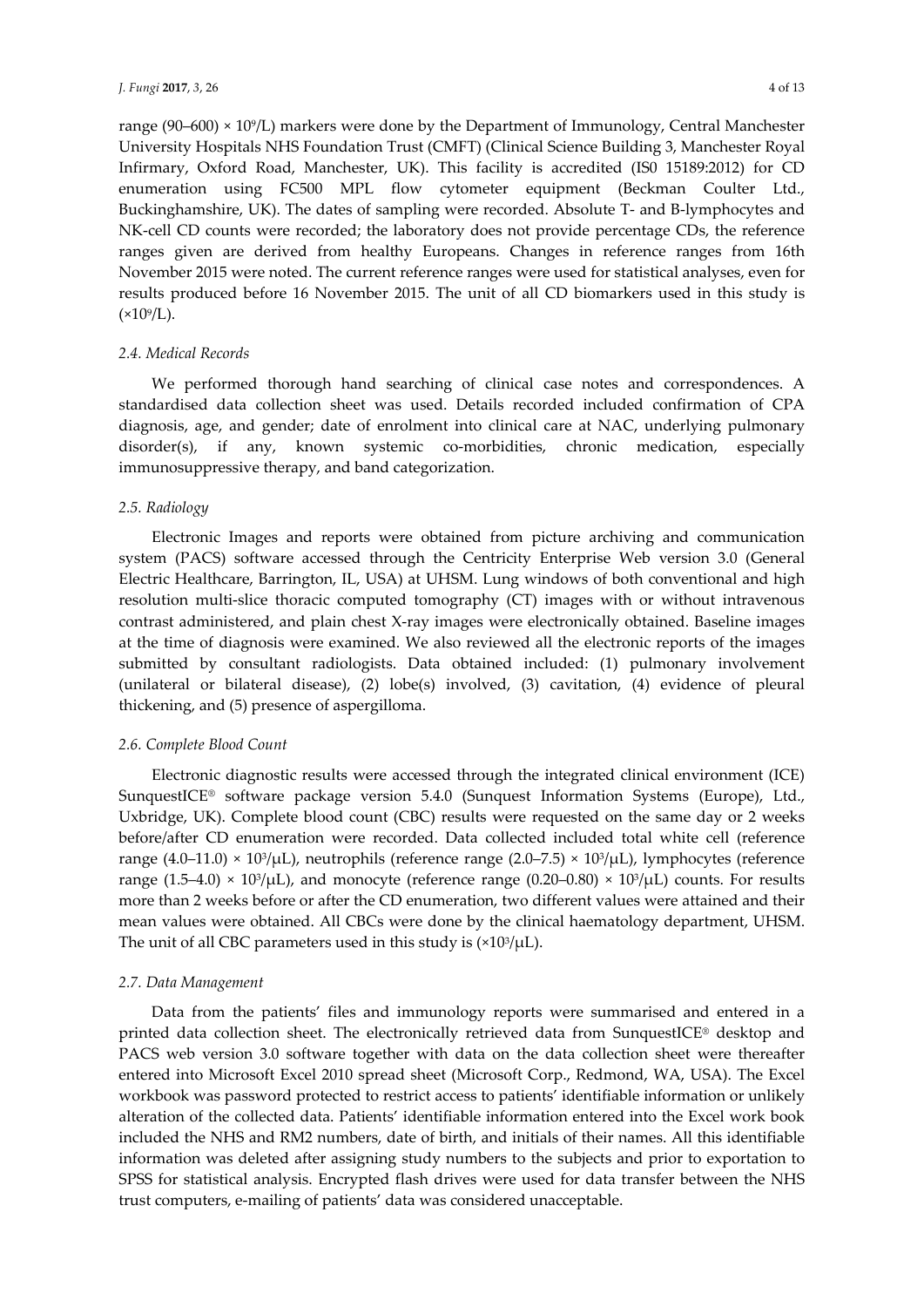range (90–600) × $10^9$/L) markers were done by the Department of Immunology, Central Manchester University Hospitals NHS Foundation Trust (CMFT) (Clinical Science Building 3, Manchester Royal Infirmary, Oxford Road, Manchester, UK). This facility is accredited (IS0 15189:2012) for CD enumeration using FC500 MPL flow cytometer equipment (Beckman Coulter Ltd., Buckinghamshire, UK). The dates of sampling were recorded. Absolute T- and B-lymphocytes and NK-cell CD counts were recorded; the laboratory does not provide percentage CDs, the reference ranges given are derived from healthy Europeans. Changes in reference ranges from 16th November 2015 were noted. The current reference ranges were used for statistical analyses, even for results produced before 16 November 2015. The unit of all CD biomarkers used in this study is (×$10^9$/L).

### *2.4. Medical Records*

We performed thorough hand searching of clinical case notes and correspondences. A standardised data collection sheet was used. Details recorded included confirmation of CPA diagnosis, age, and gender; date of enrolment into clinical care at NAC, underlying pulmonary disorder(s), if any, known systemic co-morbidities, chronic medication, especially immunosuppressive therapy, and band categorization.

### *2.5. Radiology*

Electronic Images and reports were obtained from picture archiving and communication system (PACS) software accessed through the Centricity Enterprise Web version 3.0 (General Electric Healthcare, Barrington, IL, USA) at UHSM. Lung windows of both conventional and high resolution multi-slice thoracic computed tomography (CT) images with or without intravenous contrast administered, and plain chest X-ray images were electronically obtained. Baseline images at the time of diagnosis were examined. We also reviewed all the electronic reports of the images submitted by consultant radiologists. Data obtained included: (1) pulmonary involvement (unilateral or bilateral disease), (2) lobe(s) involved, (3) cavitation, (4) evidence of pleural thickening, and (5) presence of aspergilloma.

### *2.6. Complete Blood Count*

Electronic diagnostic results were accessed through the integrated clinical environment (ICE) SunquestICE® software package version 5.4.0 (Sunquest Information Systems (Europe), Ltd., Uxbridge, UK). Complete blood count (CBC) results were requested on the same day or 2 weeks before/after CD enumeration were recorded. Data collected included total white cell (reference range (4.0–11.0) × $10^3$/μL), neutrophils (reference range (2.0–7.5) × $10^3$/μL), lymphocytes (reference range (1.5–4.0) × $10^3$/μL), and monocyte (reference range (0.20–0.80) × $10^3$/μL) counts. For results more than 2 weeks before or after the CD enumeration, two different values were attained and their mean values were obtained. All CBCs were done by the clinical haematology department, UHSM. The unit of all CBC parameters used in this study is (×$10^3$/μL).

### *2.7. Data Management*

Data from the patients' files and immunology reports were summarised and entered in a printed data collection sheet. The electronically retrieved data from SunquestICE® desktop and PACS web version 3.0 software together with data on the data collection sheet were thereafter entered into Microsoft Excel 2010 spread sheet (Microsoft Corp., Redmond, WA, USA). The Excel workbook was password protected to restrict access to patients' identifiable information or unlikely alteration of the collected data. Patients' identifiable information entered into the Excel work book included the NHS and RM2 numbers, date of birth, and initials of their names. All this identifiable information was deleted after assigning study numbers to the subjects and prior to exportation to SPSS for statistical analysis. Encrypted flash drives were used for data transfer between the NHS trust computers, e-mailing of patients' data was considered unacceptable.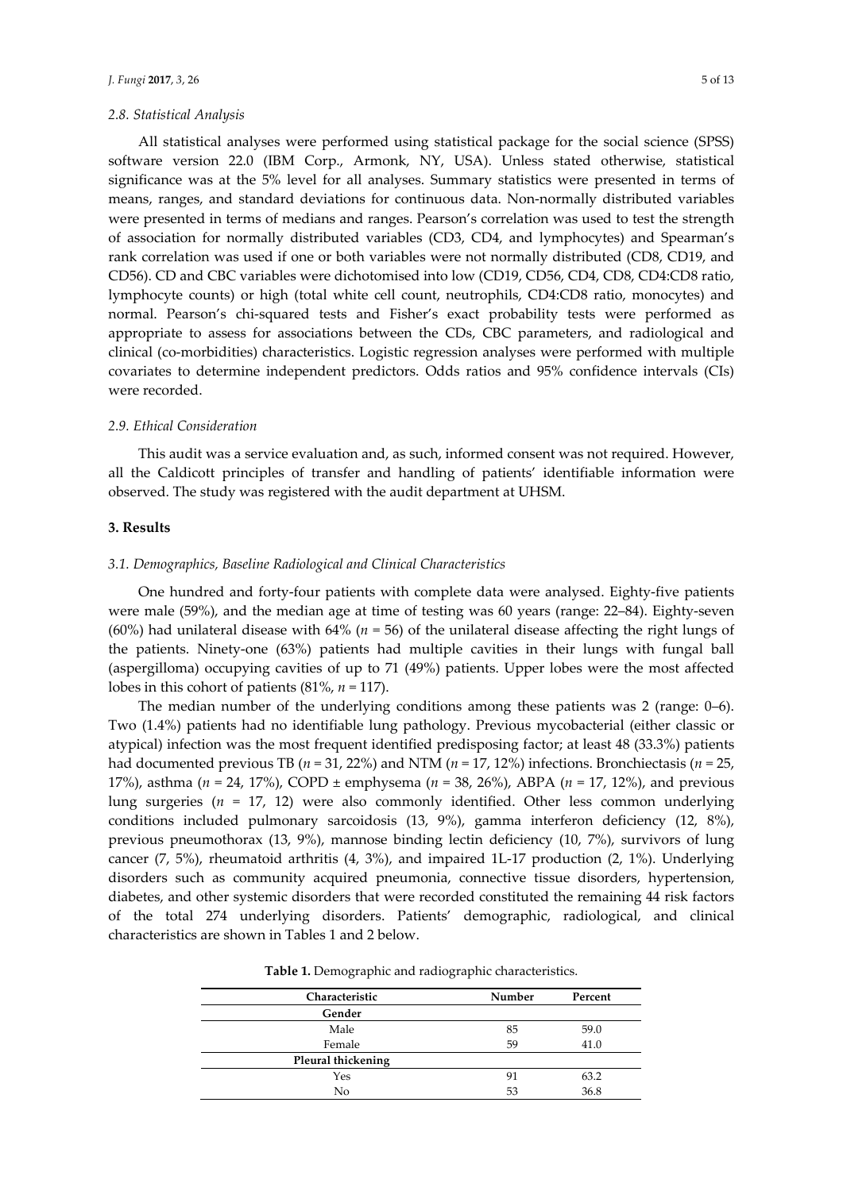### 2.8. Statistical Analysis

All statistical analyses were performed using statistical package for the social science (SPSS) software version 22.0 (IBM Corp., Armonk, NY, USA). Unless stated otherwise, statistical significance was at the 5% level for all analyses. Summary statistics were presented in terms of means, ranges, and standard deviations for continuous data. Non-normally distributed variables were presented in terms of medians and ranges. Pearson's correlation was used to test the strength of association for normally distributed variables (CD3, CD4, and lymphocytes) and Spearman's rank correlation was used if one or both variables were not normally distributed (CD8, CD19, and CD56). CD and CBC variables were dichotomised into low (CD19, CD56, CD4, CD8, CD4:CD8 ratio, lymphocyte counts) or high (total white cell count, neutrophils, CD4:CD8 ratio, monocytes) and normal. Pearson's chi-squared tests and Fisher's exact probability tests were performed as appropriate to assess for associations between the CDs, CBC parameters, and radiological and clinical (co-morbidities) characteristics. Logistic regression analyses were performed with multiple covariates to determine independent predictors. Odds ratios and 95% confidence intervals (CIs) were recorded.

### 2.9. Ethical Consideration

This audit was a service evaluation and, as such, informed consent was not required. However, all the Caldicott principles of transfer and handling of patients' identifiable information were observed. The study was registered with the audit department at UHSM.

## 3. Results

### 3.1. Demographics, Baseline Radiological and Clinical Characteristics

One hundred and forty-four patients with complete data were analysed. Eighty-five patients were male (59%), and the median age at time of testing was 60 years (range: 22–84). Eighty-seven (60%) had unilateral disease with 64% ($n$ = 56) of the unilateral disease affecting the right lungs of the patients. Ninety-one (63%) patients had multiple cavities in their lungs with fungal ball (aspergilloma) occupying cavities of up to 71 (49%) patients. Upper lobes were the most affected lobes in this cohort of patients (81%, $n$ = 117).

The median number of the underlying conditions among these patients was 2 (range: 0–6). Two (1.4%) patients had no identifiable lung pathology. Previous mycobacterial (either classic or atypical) infection was the most frequent identified predisposing factor; at least 48 (33.3%) patients had documented previous TB ($n$ = 31, 22%) and NTM ($n$ = 17, 12%) infections. Bronchiectasis ($n$ = 25, 17%), asthma ($n$ = 24, 17%), COPD ± emphysema ($n$ = 38, 26%), ABPA ($n$ = 17, 12%), and previous lung surgeries ($n$ = 17, 12) were also commonly identified. Other less common underlying conditions included pulmonary sarcoidosis (13, 9%), gamma interferon deficiency (12, 8%), previous pneumothorax (13, 9%), mannose binding lectin deficiency (10, 7%), survivors of lung cancer (7, 5%), rheumatoid arthritis (4, 3%), and impaired 1L-17 production (2, 1%). Underlying disorders such as community acquired pneumonia, connective tissue disorders, hypertension, diabetes, and other systemic disorders that were recorded constituted the remaining 44 risk factors of the total 274 underlying disorders. Patients' demographic, radiological, and clinical characteristics are shown in Tables 1 and 2 below.

**Table 1.** Demographic and radiographic characteristics.

| Characteristic | Number | Percent |
|---|---|---|
| **Gender** | | |
| Male | 85 | 59.0 |
| Female | 59 | 41.0 |
| **Pleural thickening** | | |
| Yes | 91 | 63.2 |
| No | 53 | 36.8 |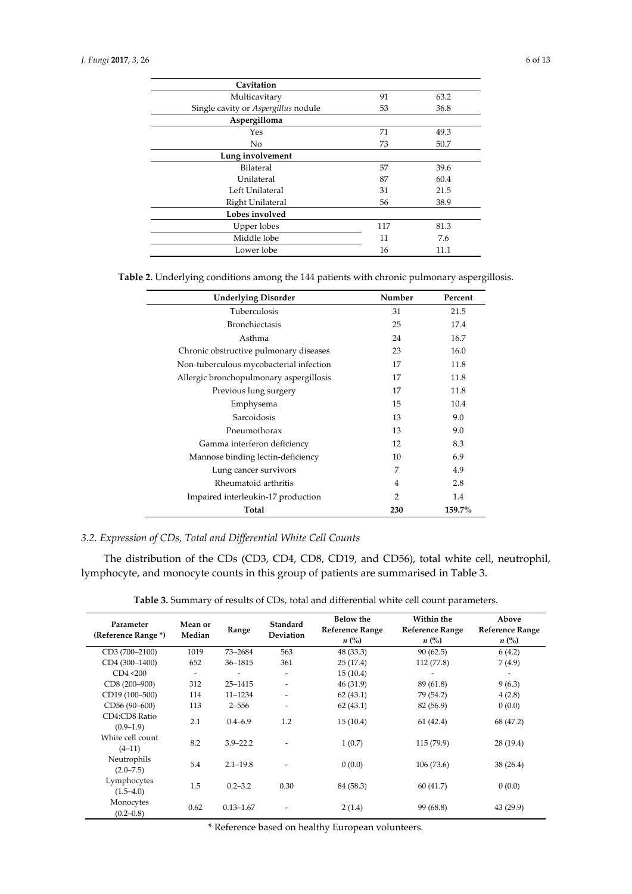| Cavitation | | |
|---|---|---|
| Multicavitary | 91 | 63.2 |
| Single cavity or *Aspergillus* nodule | 53 | 36.8 |
| **Aspergilloma** | | |
| Yes | 71 | 49.3 |
| No | 73 | 50.7 |
| **Lung involvement** | | |
| Bilateral | 57 | 39.6 |
| Unilateral | 87 | 60.4 |
| Left Unilateral | 31 | 21.5 |
| Right Unilateral | 56 | 38.9 |
| **Lobes involved** | | |
| Upper lobes | 117 | 81.3 |
| Middle lobe | 11 | 7.6 |
| Lower lobe | 16 | 11.1 |

**Table 2.** Underlying conditions among the 144 patients with chronic pulmonary aspergillosis.

| Underlying Disorder | Number | Percent |
|---|---|---|
| Tuberculosis | 31 | 21.5 |
| Bronchiectasis | 25 | 17.4 |
| Asthma | 24 | 16.7 |
| Chronic obstructive pulmonary diseases | 23 | 16.0 |
| Non-tuberculous mycobacterial infection | 17 | 11.8 |
| Allergic bronchopulmonary aspergillosis | 17 | 11.8 |
| Previous lung surgery | 17 | 11.8 |
| Emphysema | 15 | 10.4 |
| Sarcoidosis | 13 | 9.0 |
| Pneumothorax | 13 | 9.0 |
| Gamma interferon deficiency | 12 | 8.3 |
| Mannose binding lectin-deficiency | 10 | 6.9 |
| Lung cancer survivors | 7 | 4.9 |
| Rheumatoid arthritis | 4 | 2.8 |
| Impaired interleukin-17 production | 2 | 1.4 |
| **Total** | **230** | **159.7%** |

### *3.2. Expression of CDs, Total and Differential White Cell Counts*

The distribution of the CDs (CD3, CD4, CD8, CD19, and CD56), total white cell, neutrophil, lymphocyte, and monocyte counts in this group of patients are summarised in Table 3.

**Table 3.** Summary of results of CDs, total and differential white cell count parameters.

| Parameter (Reference Range *) | Mean or Median | Range | Standard Deviation | Below the Reference Range *n* (%) | Within the Reference Range *n* (%) | Above Reference Range *n* (%) |
|---|---|---|---|---|---|---|
| CD3 (700–2100) | 1019 | 73–2684 | 563 | 48 (33.3) | 90 (62.5) | 6 (4.2) |
| CD4 (300–1400) | 652 | 36–1815 | 361 | 25 (17.4) | 112 (77.8) | 7 (4.9) |
| CD4 <200 | - | - | - | 15 (10.4) | - | - |
| CD8 (200–900) | 312 | 25–1415 | - | 46 (31.9) | 89 (61.8) | 9 (6.3) |
| CD19 (100–500) | 114 | 11–1234 | - | 62 (43.1) | 79 (54.2) | 4 (2.8) |
| CD56 (90–600) | 113 | 2–556 | - | 62 (43.1) | 82 (56.9) | 0 (0.0) |
| CD4:CD8 Ratio (0.9–1.9) | 2.1 | 0.4–6.9 | 1.2 | 15 (10.4) | 61 (42.4) | 68 (47.2) |
| White cell count (4–11) | 8.2 | 3.9–22.2 | - | 1 (0.7) | 115 (79.9) | 28 (19.4) |
| Neutrophils (2.0–7.5) | 5.4 | 2.1–19.8 | - | 0 (0.0) | 106 (73.6) | 38 (26.4) |
| Lymphocytes (1.5–4.0) | 1.5 | 0.2–3.2 | 0.30 | 84 (58.3) | 60 (41.7) | 0 (0.0) |
| Monocytes (0.2–0.8) | 0.62 | 0.13–1.67 | - | 2 (1.4) | 99 (68.8) | 43 (29.9) |

\* Reference based on healthy European volunteers.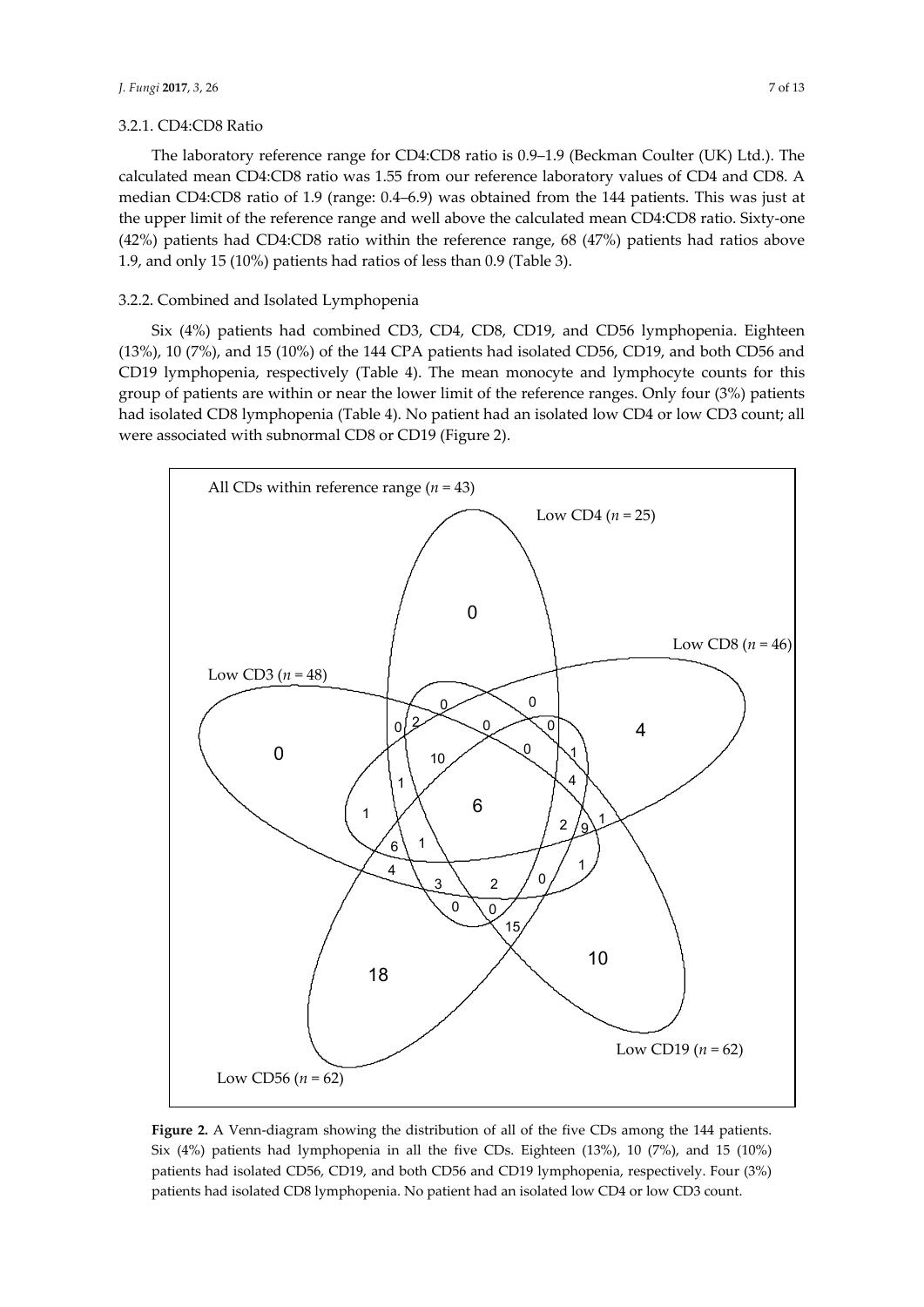### 3.2.1. CD4:CD8 Ratio

The laboratory reference range for CD4:CD8 ratio is 0.9–1.9 (Beckman Coulter (UK) Ltd.). The calculated mean CD4:CD8 ratio was 1.55 from our reference laboratory values of CD4 and CD8. A median CD4:CD8 ratio of 1.9 (range: 0.4–6.9) was obtained from the 144 patients. This was just at the upper limit of the reference range and well above the calculated mean CD4:CD8 ratio. Sixty-one (42%) patients had CD4:CD8 ratio within the reference range, 68 (47%) patients had ratios above 1.9, and only 15 (10%) patients had ratios of less than 0.9 (Table 3).

### 3.2.2. Combined and Isolated Lymphopenia

Six (4%) patients had combined CD3, CD4, CD8, CD19, and CD56 lymphopenia. Eighteen (13%), 10 (7%), and 15 (10%) of the 144 CPA patients had isolated CD56, CD19, and both CD56 and CD19 lymphopenia, respectively (Table 4). The mean monocyte and lymphocyte counts for this group of patients are within or near the lower limit of the reference ranges. Only four (3%) patients had isolated CD8 lymphopenia (Table 4). No patient had an isolated low CD4 or low CD3 count; all were associated with subnormal CD8 or CD19 (Figure 2).

**Figure 2.** A Venn-diagram showing the distribution of all of the five CDs among the 144 patients. Six (4%) patients had lymphopenia in all the five CDs. Eighteen (13%), 10 (7%), and 15 (10%) patients had isolated CD56, CD19, and both CD56 and CD19 lymphopenia, respectively. Four (3%) patients had isolated CD8 lymphopenia. No patient had an isolated low CD4 or low CD3 count.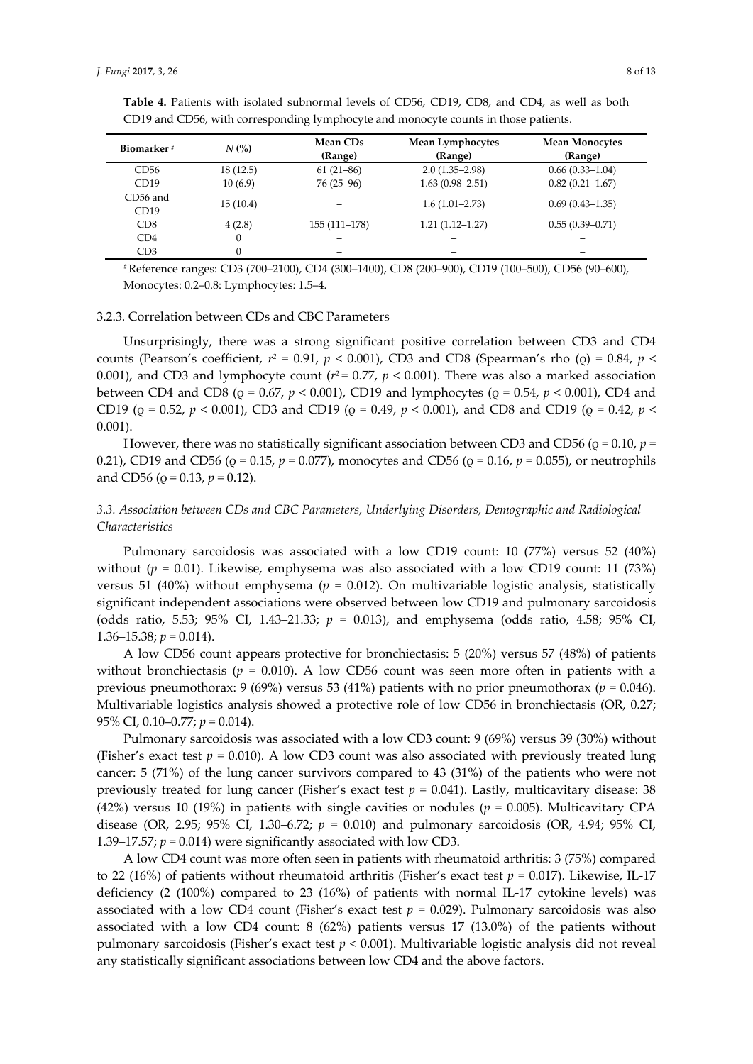**Table 4.** Patients with isolated subnormal levels of CD56, CD19, CD8, and CD4, as well as both CD19 and CD56, with corresponding lymphocyte and monocyte counts in those patients.

| Biomarker [#] | $N$ (%) | Mean CDs (Range) | Mean Lymphocytes (Range) | Mean Monocytes (Range) |
|---|---|---|---|---|
| CD56 | 18 (12.5) | 61 (21–86) | 2.0 (1.35–2.98) | 0.66 (0.33–1.04) |
| CD19 | 10 (6.9) | 76 (25–96) | 1.63 (0.98–2.51) | 0.82 (0.21–1.67) |
| CD56 and CD19 | 15 (10.4) | – | 1.6 (1.01–2.73) | 0.69 (0.43–1.35) |
| CD8 | 4 (2.8) | 155 (111–178) | 1.21 (1.12–1.27) | 0.55 (0.39–0.71) |
| CD4 | 0 | – | – | – |
| CD3 | 0 | – | – | – |

[#] Reference ranges: CD3 (700–2100), CD4 (300–1400), CD8 (200–900), CD19 (100–500), CD56 (90–600), Monocytes: 0.2–0.8: Lymphocytes: 1.5–4.

### 3.2.3. Correlation between CDs and CBC Parameters

Unsurprisingly, there was a strong significant positive correlation between CD3 and CD4 counts (Pearson's coefficient, $r^2 = 0.91$, $p < 0.001$), CD3 and CD8 (Spearman's rho ($\varrho$) = 0.84, $p < 0.001$), and CD3 and lymphocyte count ($r^2 = 0.77$, $p < 0.001$). There was also a marked association between CD4 and CD8 ($\varrho = 0.67$, $p < 0.001$), CD19 and lymphocytes ($\varrho = 0.54$, $p < 0.001$), CD4 and CD19 ($\varrho = 0.52$, $p < 0.001$), CD3 and CD19 ($\varrho = 0.49$, $p < 0.001$), and CD8 and CD19 ($\varrho = 0.42$, $p < 0.001$).

However, there was no statistically significant association between CD3 and CD56 ($\varrho = 0.10$, $p = 0.21$), CD19 and CD56 ($\varrho = 0.15$, $p = 0.077$), monocytes and CD56 ($\varrho = 0.16$, $p = 0.055$), or neutrophils and CD56 ($\varrho = 0.13$, $p = 0.12$).

### *3.3. Association between CDs and CBC Parameters, Underlying Disorders, Demographic and Radiological Characteristics*

Pulmonary sarcoidosis was associated with a low CD19 count: 10 (77%) versus 52 (40%) without ($p = 0.01$). Likewise, emphysema was also associated with a low CD19 count: 11 (73%) versus 51 (40%) without emphysema ($p = 0.012$). On multivariable logistic analysis, statistically significant independent associations were observed between low CD19 and pulmonary sarcoidosis (odds ratio, 5.53; 95% CI, 1.43–21.33; $p = 0.013$), and emphysema (odds ratio, 4.58; 95% CI, 1.36–15.38; $p = 0.014$).

A low CD56 count appears protective for bronchiectasis: 5 (20%) versus 57 (48%) of patients without bronchiectasis ($p = 0.010$). A low CD56 count was seen more often in patients with a previous pneumothorax: 9 (69%) versus 53 (41%) patients with no prior pneumothorax ($p = 0.046$). Multivariable logistics analysis showed a protective role of low CD56 in bronchiectasis (OR, 0.27; 95% CI, 0.10–0.77; $p = 0.014$).

Pulmonary sarcoidosis was associated with a low CD3 count: 9 (69%) versus 39 (30%) without (Fisher's exact test $p = 0.010$). A low CD3 count was also associated with previously treated lung cancer: 5 (71%) of the lung cancer survivors compared to 43 (31%) of the patients who were not previously treated for lung cancer (Fisher's exact test $p = 0.041$). Lastly, multicavitary disease: 38 (42%) versus 10 (19%) in patients with single cavities or nodules ($p = 0.005$). Multicavitary CPA disease (OR, 2.95; 95% CI, 1.30–6.72; $p = 0.010$) and pulmonary sarcoidosis (OR, 4.94; 95% CI, 1.39–17.57; $p = 0.014$) were significantly associated with low CD3.

A low CD4 count was more often seen in patients with rheumatoid arthritis: 3 (75%) compared to 22 (16%) of patients without rheumatoid arthritis (Fisher's exact test $p = 0.017$). Likewise, IL-17 deficiency (2 (100%) compared to 23 (16%) of patients with normal IL-17 cytokine levels) was associated with a low CD4 count (Fisher's exact test $p = 0.029$). Pulmonary sarcoidosis was also associated with a low CD4 count: 8 (62%) patients versus 17 (13.0%) of the patients without pulmonary sarcoidosis (Fisher's exact test $p < 0.001$). Multivariable logistic analysis did not reveal any statistically significant associations between low CD4 and the above factors.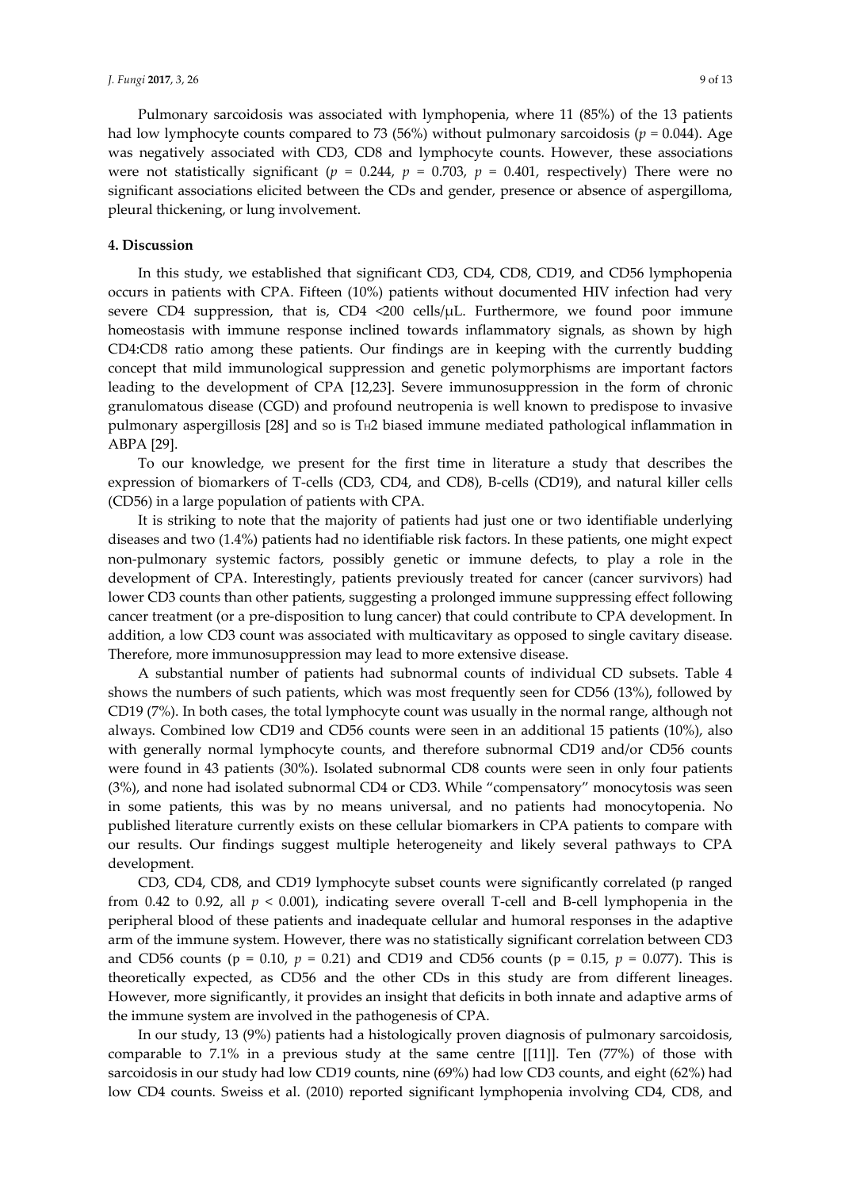Pulmonary sarcoidosis was associated with lymphopenia, where 11 (85%) of the 13 patients had low lymphocyte counts compared to 73 (56%) without pulmonary sarcoidosis ($p = 0.044$). Age was negatively associated with CD3, CD8 and lymphocyte counts. However, these associations were not statistically significant ($p = 0.244$, $p = 0.703$, $p = 0.401$, respectively) There were no significant associations elicited between the CDs and gender, presence or absence of aspergilloma, pleural thickening, or lung involvement.

## 4. Discussion

In this study, we established that significant CD3, CD4, CD8, CD19, and CD56 lymphopenia occurs in patients with CPA. Fifteen (10%) patients without documented HIV infection had very severe CD4 suppression, that is, CD4 <200 cells/μL. Furthermore, we found poor immune homeostasis with immune response inclined towards inflammatory signals, as shown by high CD4:CD8 ratio among these patients. Our findings are in keeping with the currently budding concept that mild immunological suppression and genetic polymorphisms are important factors leading to the development of CPA [12,23]. Severe immunosuppression in the form of chronic granulomatous disease (CGD) and profound neutropenia is well known to predispose to invasive pulmonary aspergillosis [28] and so is $T_H2$ biased immune mediated pathological inflammation in ABPA [29].

To our knowledge, we present for the first time in literature a study that describes the expression of biomarkers of T-cells (CD3, CD4, and CD8), B-cells (CD19), and natural killer cells (CD56) in a large population of patients with CPA.

It is striking to note that the majority of patients had just one or two identifiable underlying diseases and two (1.4%) patients had no identifiable risk factors. In these patients, one might expect non-pulmonary systemic factors, possibly genetic or immune defects, to play a role in the development of CPA. Interestingly, patients previously treated for cancer (cancer survivors) had lower CD3 counts than other patients, suggesting a prolonged immune suppressing effect following cancer treatment (or a pre-disposition to lung cancer) that could contribute to CPA development. In addition, a low CD3 count was associated with multicavitary as opposed to single cavitary disease. Therefore, more immunosuppression may lead to more extensive disease.

A substantial number of patients had subnormal counts of individual CD subsets. Table 4 shows the numbers of such patients, which was most frequently seen for CD56 (13%), followed by CD19 (7%). In both cases, the total lymphocyte count was usually in the normal range, although not always. Combined low CD19 and CD56 counts were seen in an additional 15 patients (10%), also with generally normal lymphocyte counts, and therefore subnormal CD19 and/or CD56 counts were found in 43 patients (30%). Isolated subnormal CD8 counts were seen in only four patients (3%), and none had isolated subnormal CD4 or CD3. While "compensatory" monocytosis was seen in some patients, this was by no means universal, and no patients had monocytopenia. No published literature currently exists on these cellular biomarkers in CPA patients to compare with our results. Our findings suggest multiple heterogeneity and likely several pathways to CPA development.

CD3, CD4, CD8, and CD19 lymphocyte subset counts were significantly correlated ($\rho$ ranged from 0.42 to 0.92, all $p < 0.001$), indicating severe overall T-cell and B-cell lymphopenia in the peripheral blood of these patients and inadequate cellular and humoral responses in the adaptive arm of the immune system. However, there was no statistically significant correlation between CD3 and CD56 counts ($\rho = 0.10$, $p = 0.21$) and CD19 and CD56 counts ($\rho = 0.15$, $p = 0.077$). This is theoretically expected, as CD56 and the other CDs in this study are from different lineages. However, more significantly, it provides an insight that deficits in both innate and adaptive arms of the immune system are involved in the pathogenesis of CPA.

In our study, 13 (9%) patients had a histologically proven diagnosis of pulmonary sarcoidosis, comparable to 7.1% in a previous study at the same centre [[11]]. Ten (77%) of those with sarcoidosis in our study had low CD19 counts, nine (69%) had low CD3 counts, and eight (62%) had low CD4 counts. Sweiss et al. (2010) reported significant lymphopenia involving CD4, CD8, and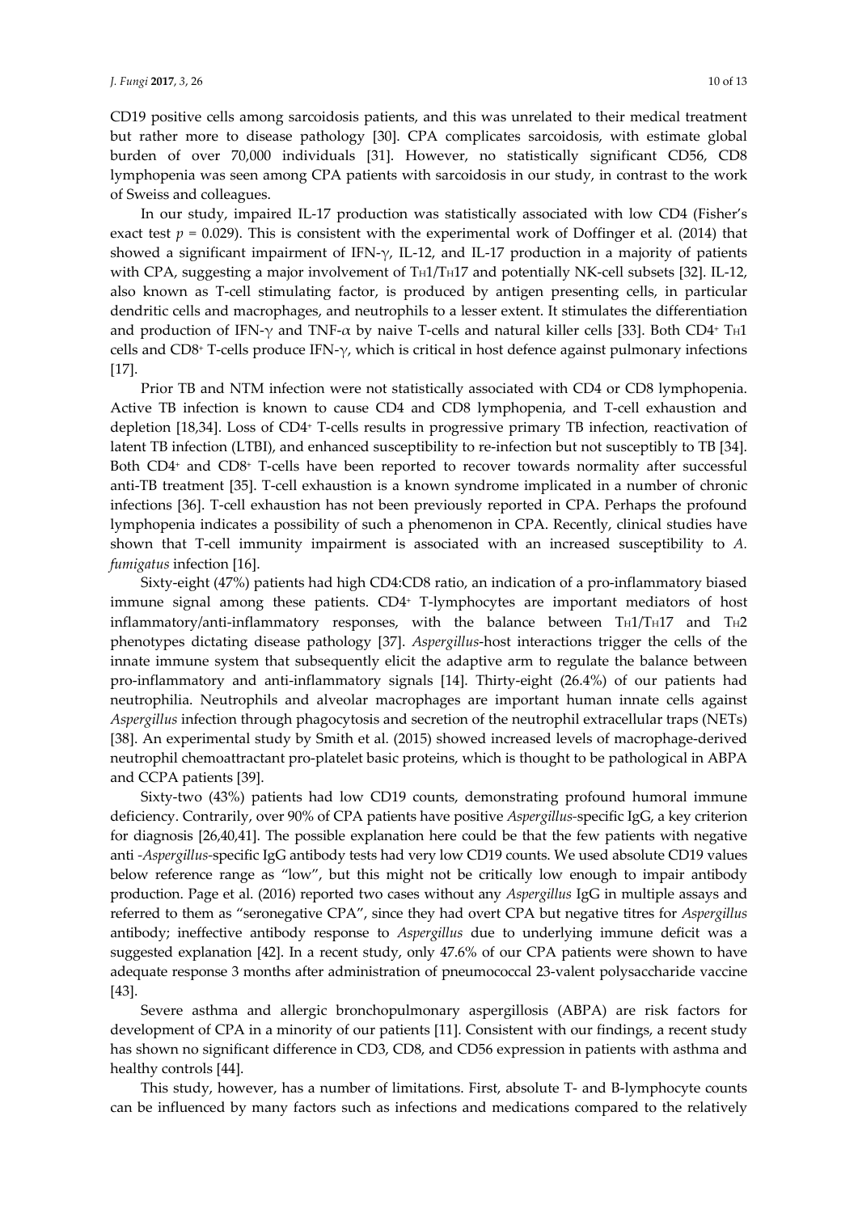CD19 positive cells among sarcoidosis patients, and this was unrelated to their medical treatment but rather more to disease pathology [30]. CPA complicates sarcoidosis, with estimate global burden of over 70,000 individuals [31]. However, no statistically significant CD56, CD8 lymphopenia was seen among CPA patients with sarcoidosis in our study, in contrast to the work of Sweiss and colleagues.

In our study, impaired IL-17 production was statistically associated with low CD4 (Fisher's exact test $p = 0.029$). This is consistent with the experimental work of Doffinger et al. (2014) that showed a significant impairment of IFN-$\gamma$, IL-12, and IL-17 production in a majority of patients with CPA, suggesting a major involvement of $T_H1/T_H17$ and potentially NK-cell subsets [32]. IL-12, also known as T-cell stimulating factor, is produced by antigen presenting cells, in particular dendritic cells and macrophages, and neutrophils to a lesser extent. It stimulates the differentiation and production of IFN-$\gamma$ and TNF-$\alpha$ by naive T-cells and natural killer cells [33]. Both $CD4^+$ $T_H1$ cells and $CD8^+$ T-cells produce IFN-$\gamma$, which is critical in host defence against pulmonary infections [17].

Prior TB and NTM infection were not statistically associated with CD4 or CD8 lymphopenia. Active TB infection is known to cause CD4 and CD8 lymphopenia, and T-cell exhaustion and depletion [18,34]. Loss of $CD4^+$ T-cells results in progressive primary TB infection, reactivation of latent TB infection (LTBI), and enhanced susceptibility to re-infection but not susceptibly to TB [34]. Both $CD4^+$ and $CD8^+$ T-cells have been reported to recover towards normality after successful anti-TB treatment [35]. T-cell exhaustion is a known syndrome implicated in a number of chronic infections [36]. T-cell exhaustion has not been previously reported in CPA. Perhaps the profound lymphopenia indicates a possibility of such a phenomenon in CPA. Recently, clinical studies have shown that T-cell immunity impairment is associated with an increased susceptibility to *A. fumigatus* infection [16].

Sixty-eight (47%) patients had high CD4:CD8 ratio, an indication of a pro-inflammatory biased immune signal among these patients. $CD4^+$ T-lymphocytes are important mediators of host inflammatory/anti-inflammatory responses, with the balance between $T_H1/T_H17$ and $T_H2$ phenotypes dictating disease pathology [37]. *Aspergillus*-host interactions trigger the cells of the innate immune system that subsequently elicit the adaptive arm to regulate the balance between pro-inflammatory and anti-inflammatory signals [14]. Thirty-eight (26.4%) of our patients had neutrophilia. Neutrophils and alveolar macrophages are important human innate cells against *Aspergillus* infection through phagocytosis and secretion of the neutrophil extracellular traps (NETs) [38]. An experimental study by Smith et al. (2015) showed increased levels of macrophage-derived neutrophil chemoattractant pro-platelet basic proteins, which is thought to be pathological in ABPA and CCPA patients [39].

Sixty-two (43%) patients had low CD19 counts, demonstrating profound humoral immune deficiency. Contrarily, over 90% of CPA patients have positive *Aspergillus*-specific IgG, a key criterion for diagnosis [26,40,41]. The possible explanation here could be that the few patients with negative anti -*Aspergillus*-specific IgG antibody tests had very low CD19 counts. We used absolute CD19 values below reference range as "low", but this might not be critically low enough to impair antibody production. Page et al. (2016) reported two cases without any *Aspergillus* IgG in multiple assays and referred to them as "seronegative CPA", since they had overt CPA but negative titres for *Aspergillus* antibody; ineffective antibody response to *Aspergillus* due to underlying immune deficit was a suggested explanation [42]. In a recent study, only 47.6% of our CPA patients were shown to have adequate response 3 months after administration of pneumococcal 23-valent polysaccharide vaccine [43].

Severe asthma and allergic bronchopulmonary aspergillosis (ABPA) are risk factors for development of CPA in a minority of our patients [11]. Consistent with our findings, a recent study has shown no significant difference in CD3, CD8, and CD56 expression in patients with asthma and healthy controls [44].

This study, however, has a number of limitations. First, absolute T- and B-lymphocyte counts can be influenced by many factors such as infections and medications compared to the relatively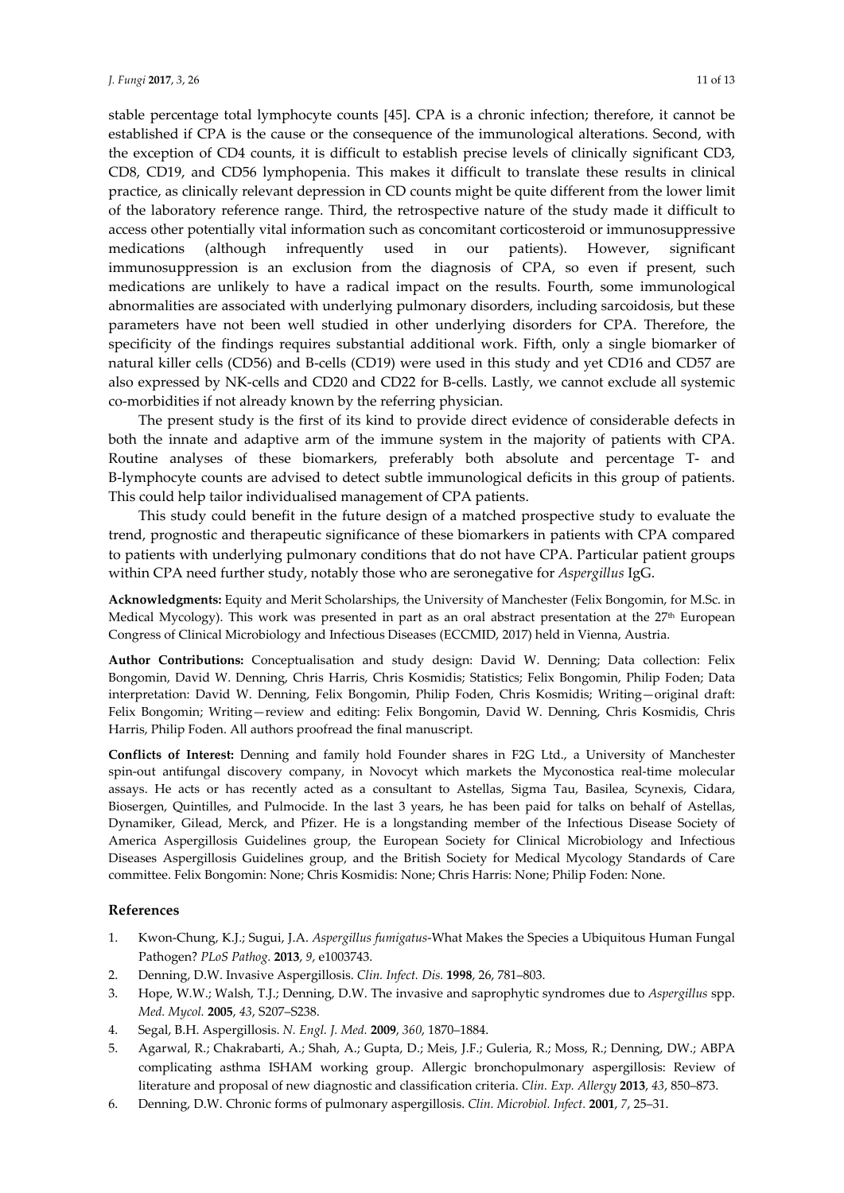stable percentage total lymphocyte counts [45]. CPA is a chronic infection; therefore, it cannot be established if CPA is the cause or the consequence of the immunological alterations. Second, with the exception of CD4 counts, it is difficult to establish precise levels of clinically significant CD3, CD8, CD19, and CD56 lymphopenia. This makes it difficult to translate these results in clinical practice, as clinically relevant depression in CD counts might be quite different from the lower limit of the laboratory reference range. Third, the retrospective nature of the study made it difficult to access other potentially vital information such as concomitant corticosteroid or immunosuppressive medications (although infrequently used in our patients). However, significant immunosuppression is an exclusion from the diagnosis of CPA, so even if present, such medications are unlikely to have a radical impact on the results. Fourth, some immunological abnormalities are associated with underlying pulmonary disorders, including sarcoidosis, but these parameters have not been well studied in other underlying disorders for CPA. Therefore, the specificity of the findings requires substantial additional work. Fifth, only a single biomarker of natural killer cells (CD56) and B-cells (CD19) were used in this study and yet CD16 and CD57 are also expressed by NK-cells and CD20 and CD22 for B-cells. Lastly, we cannot exclude all systemic co-morbidities if not already known by the referring physician.

The present study is the first of its kind to provide direct evidence of considerable defects in both the innate and adaptive arm of the immune system in the majority of patients with CPA. Routine analyses of these biomarkers, preferably both absolute and percentage T- and B-lymphocyte counts are advised to detect subtle immunological deficits in this group of patients. This could help tailor individualised management of CPA patients.

This study could benefit in the future design of a matched prospective study to evaluate the trend, prognostic and therapeutic significance of these biomarkers in patients with CPA compared to patients with underlying pulmonary conditions that do not have CPA. Particular patient groups within CPA need further study, notably those who are seronegative for *Aspergillus* IgG.

**Acknowledgments:** Equity and Merit Scholarships, the University of Manchester (Felix Bongomin, for M.Sc. in Medical Mycology). This work was presented in part as an oral abstract presentation at the 27th European Congress of Clinical Microbiology and Infectious Diseases (ECCMID, 2017) held in Vienna, Austria.

**Author Contributions:** Conceptualisation and study design: David W. Denning; Data collection: Felix Bongomin, David W. Denning, Chris Harris, Chris Kosmidis; Statistics; Felix Bongomin, Philip Foden; Data interpretation: David W. Denning, Felix Bongomin, Philip Foden, Chris Kosmidis; Writing—original draft: Felix Bongomin; Writing—review and editing: Felix Bongomin, David W. Denning, Chris Kosmidis, Chris Harris, Philip Foden. All authors proofread the final manuscript.

**Conflicts of Interest:** Denning and family hold Founder shares in F2G Ltd., a University of Manchester spin-out antifungal discovery company, in Novocyt which markets the Myconostica real-time molecular assays. He acts or has recently acted as a consultant to Astellas, Sigma Tau, Basilea, Scynexis, Cidara, Biosergen, Quintilles, and Pulmocide. In the last 3 years, he has been paid for talks on behalf of Astellas, Dynamiker, Gilead, Merck, and Pfizer. He is a longstanding member of the Infectious Disease Society of America Aspergillosis Guidelines group, the European Society for Clinical Microbiology and Infectious Diseases Aspergillosis Guidelines group, and the British Society for Medical Mycology Standards of Care committee. Felix Bongomin: None; Chris Kosmidis: None; Chris Harris: None; Philip Foden: None.

## References

1. Kwon-Chung, K.J.; Sugui, J.A. *Aspergillus fumigatus*-What Makes the Species a Ubiquitous Human Fungal Pathogen? *PLoS Pathog.* **2013**, *9*, e1003743.
2. Denning, D.W. Invasive Aspergillosis. *Clin. Infect. Dis.* **1998**, 26, 781–803.
3. Hope, W.W.; Walsh, T.J.; Denning, D.W. The invasive and saprophytic syndromes due to *Aspergillus* spp. *Med. Mycol.* **2005**, *43*, S207–S238.
4. Segal, B.H. Aspergillosis. *N. Engl. J. Med.* **2009**, *360*, 1870–1884.
5. Agarwal, R.; Chakrabarti, A.; Shah, A.; Gupta, D.; Meis, J.F.; Guleria, R.; Moss, R.; Denning, DW.; ABPA complicating asthma ISHAM working group. Allergic bronchopulmonary aspergillosis: Review of literature and proposal of new diagnostic and classification criteria. *Clin. Exp. Allergy* **2013**, *43*, 850–873.
6. Denning, D.W. Chronic forms of pulmonary aspergillosis. *Clin. Microbiol. Infect.* **2001**, *7*, 25–31.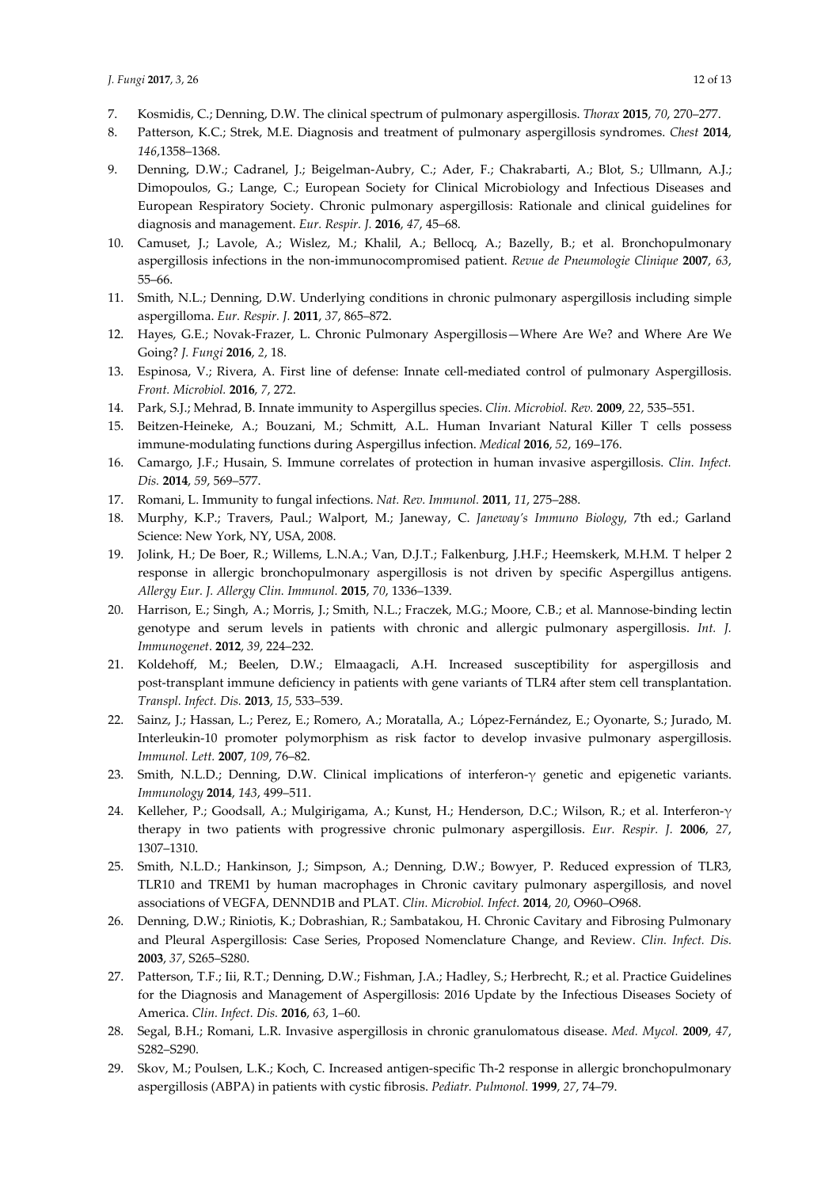7. Kosmidis, C.; Denning, D.W. The clinical spectrum of pulmonary aspergillosis. *Thorax* **2015**, *70*, 270–277.
8. Patterson, K.C.; Strek, M.E. Diagnosis and treatment of pulmonary aspergillosis syndromes. *Chest* **2014**, *146*,1358–1368.
9. Denning, D.W.; Cadranel, J.; Beigelman-Aubry, C.; Ader, F.; Chakrabarti, A.; Blot, S.; Ullmann, A.J.; Dimopoulos, G.; Lange, C.; European Society for Clinical Microbiology and Infectious Diseases and European Respiratory Society. Chronic pulmonary aspergillosis: Rationale and clinical guidelines for diagnosis and management. *Eur. Respir. J.* **2016**, *47*, 45–68.
10. Camuset, J.; Lavole, A.; Wislez, M.; Khalil, A.; Bellocq, A.; Bazelly, B.; et al. Bronchopulmonary aspergillosis infections in the non-immunocompromised patient. *Revue de Pneumologie Clinique* **2007**, *63*, 55–66.
11. Smith, N.L.; Denning, D.W. Underlying conditions in chronic pulmonary aspergillosis including simple aspergilloma. *Eur. Respir. J.* **2011**, *37*, 865–872.
12. Hayes, G.E.; Novak-Frazer, L. Chronic Pulmonary Aspergillosis—Where Are We? and Where Are We Going? *J. Fungi* **2016**, *2*, 18.
13. Espinosa, V.; Rivera, A. First line of defense: Innate cell-mediated control of pulmonary Aspergillosis. *Front. Microbiol.* **2016**, *7*, 272.
14. Park, S.J.; Mehrad, B. Innate immunity to Aspergillus species. *Clin. Microbiol. Rev.* **2009**, *22*, 535–551.
15. Beitzen-Heineke, A.; Bouzani, M.; Schmitt, A.L. Human Invariant Natural Killer T cells possess immune-modulating functions during Aspergillus infection. *Medical* **2016**, *52*, 169–176.
16. Camargo, J.F.; Husain, S. Immune correlates of protection in human invasive aspergillosis. *Clin. Infect. Dis.* **2014**, *59*, 569–577.
17. Romani, L. Immunity to fungal infections. *Nat. Rev. Immunol.* **2011**, *11*, 275–288.
18. Murphy, K.P.; Travers, Paul.; Walport, M.; Janeway, C. *Janeway's Immuno Biology*, 7th ed.; Garland Science: New York, NY, USA, 2008.
19. Jolink, H.; De Boer, R.; Willems, L.N.A.; Van, D.J.T.; Falkenburg, J.H.F.; Heemskerk, M.H.M. T helper 2 response in allergic bronchopulmonary aspergillosis is not driven by specific Aspergillus antigens. *Allergy Eur. J. Allergy Clin. Immunol.* **2015**, *70*, 1336–1339.
20. Harrison, E.; Singh, A.; Morris, J.; Smith, N.L.; Fraczek, M.G.; Moore, C.B.; et al. Mannose-binding lectin genotype and serum levels in patients with chronic and allergic pulmonary aspergillosis. *Int. J. Immunogenet*. **2012**, *39*, 224–232.
21. Koldehoff, M.; Beelen, D.W.; Elmaagacli, A.H. Increased susceptibility for aspergillosis and post-transplant immune deficiency in patients with gene variants of TLR4 after stem cell transplantation. *Transpl. Infect. Dis.* **2013**, *15*, 533–539.
22. Sainz, J.; Hassan, L.; Perez, E.; Romero, A.; Moratalla, A.; López-Fernández, E.; Oyonarte, S.; Jurado, M. Interleukin-10 promoter polymorphism as risk factor to develop invasive pulmonary aspergillosis. *Immunol. Lett.* **2007**, *109*, 76–82.
23. Smith, N.L.D.; Denning, D.W. Clinical implications of interferon-$\gamma$ genetic and epigenetic variants. *Immunology* **2014**, *143*, 499–511.
24. Kelleher, P.; Goodsall, A.; Mulgirigama, A.; Kunst, H.; Henderson, D.C.; Wilson, R.; et al. Interferon-$\gamma$ therapy in two patients with progressive chronic pulmonary aspergillosis. *Eur. Respir. J.* **2006**, *27*, 1307–1310.
25. Smith, N.L.D.; Hankinson, J.; Simpson, A.; Denning, D.W.; Bowyer, P. Reduced expression of TLR3, TLR10 and TREM1 by human macrophages in Chronic cavitary pulmonary aspergillosis, and novel associations of VEGFA, DENND1B and PLAT. *Clin. Microbiol. Infect.* **2014**, *20*, O960–O968.
26. Denning, D.W.; Riniotis, K.; Dobrashian, R.; Sambatakou, H. Chronic Cavitary and Fibrosing Pulmonary and Pleural Aspergillosis: Case Series, Proposed Nomenclature Change, and Review. *Clin. Infect. Dis.* **2003**, *37*, S265–S280.
27. Patterson, T.F.; Iii, R.T.; Denning, D.W.; Fishman, J.A.; Hadley, S.; Herbrecht, R.; et al. Practice Guidelines for the Diagnosis and Management of Aspergillosis: 2016 Update by the Infectious Diseases Society of America. *Clin. Infect. Dis.* **2016**, *63*, 1–60.
28. Segal, B.H.; Romani, L.R. Invasive aspergillosis in chronic granulomatous disease. *Med. Mycol.* **2009**, *47*, S282–S290.
29. Skov, M.; Poulsen, L.K.; Koch, C. Increased antigen-specific Th-2 response in allergic bronchopulmonary aspergillosis (ABPA) in patients with cystic fibrosis. *Pediatr. Pulmonol.* **1999**, *27*, 74–79.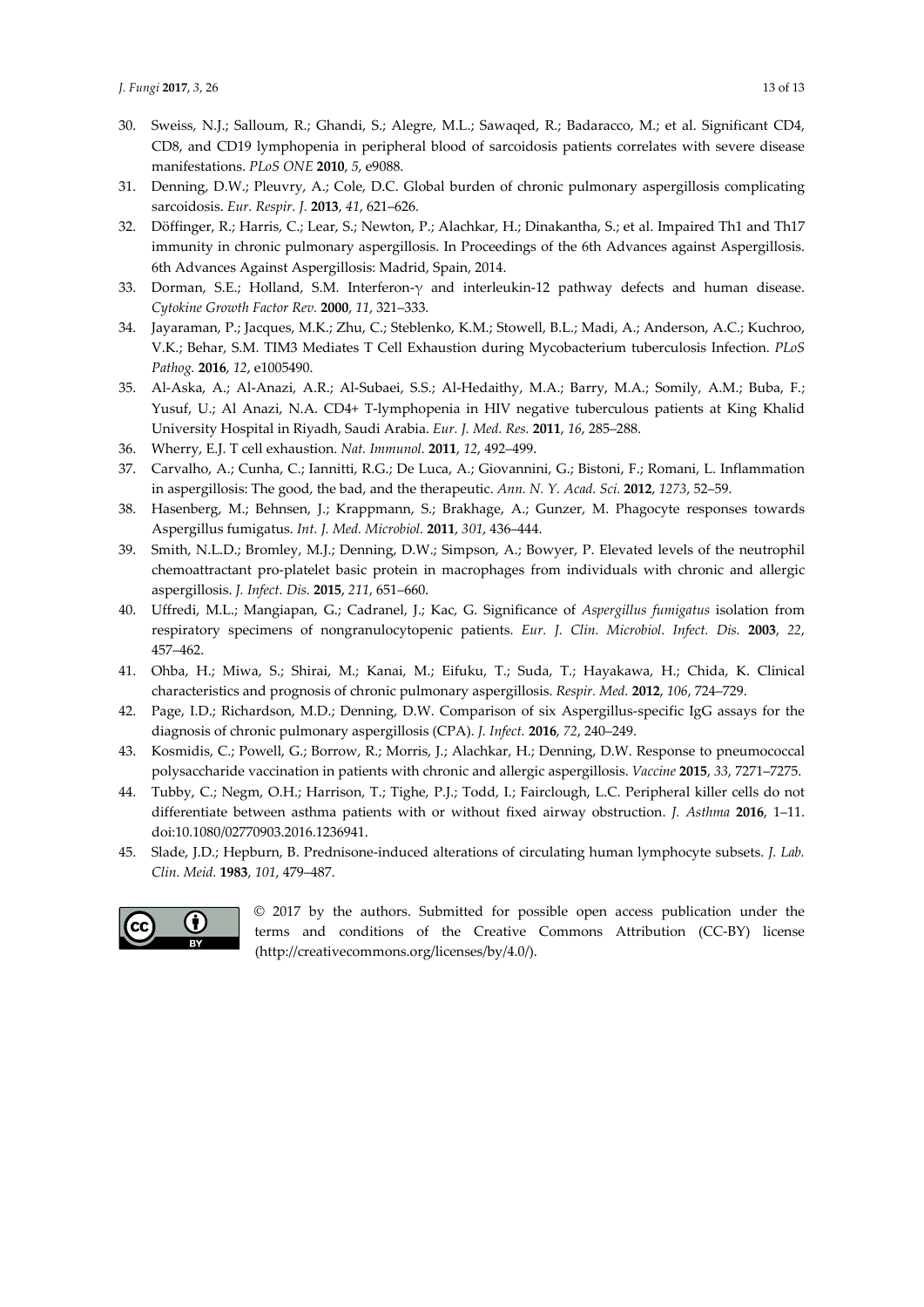30. Sweiss, N.J.; Salloum, R.; Ghandi, S.; Alegre, M.L.; Sawaqed, R.; Badaracco, M.; et al. Significant CD4, CD8, and CD19 lymphopenia in peripheral blood of sarcoidosis patients correlates with severe disease manifestations. *PLoS ONE* **2010**, *5*, e9088.
31. Denning, D.W.; Pleuvry, A.; Cole, D.C. Global burden of chronic pulmonary aspergillosis complicating sarcoidosis. *Eur. Respir. J.* **2013**, *41*, 621–626.
32. Döffinger, R.; Harris, C.; Lear, S.; Newton, P.; Alachkar, H.; Dinakantha, S.; et al. Impaired Th1 and Th17 immunity in chronic pulmonary aspergillosis. In Proceedings of the 6th Advances against Aspergillosis. 6th Advances Against Aspergillosis: Madrid, Spain, 2014.
33. Dorman, S.E.; Holland, S.M. Interferon-$\gamma$ and interleukin-12 pathway defects and human disease. *Cytokine Growth Factor Rev.* **2000**, *11*, 321–333.
34. Jayaraman, P.; Jacques, M.K.; Zhu, C.; Steblenko, K.M.; Stowell, B.L.; Madi, A.; Anderson, A.C.; Kuchroo, V.K.; Behar, S.M. TIM3 Mediates T Cell Exhaustion during Mycobacterium tuberculosis Infection. *PLoS Pathog.* **2016**, *12*, e1005490.
35. Al-Aska, A.; Al-Anazi, A.R.; Al-Subaei, S.S.; Al-Hedaithy, M.A.; Barry, M.A.; Somily, A.M.; Buba, F.; Yusuf, U.; Al Anazi, N.A. CD4+ T-lymphopenia in HIV negative tuberculous patients at King Khalid University Hospital in Riyadh, Saudi Arabia. *Eur. J. Med. Res.* **2011**, *16*, 285–288.
36. Wherry, E.J. T cell exhaustion. *Nat. Immunol.* **2011**, *12*, 492–499.
37. Carvalho, A.; Cunha, C.; Iannitti, R.G.; De Luca, A.; Giovannini, G.; Bistoni, F.; Romani, L. Inflammation in aspergillosis: The good, the bad, and the therapeutic. *Ann. N. Y. Acad. Sci.* **2012**, *1273*, 52–59.
38. Hasenberg, M.; Behnsen, J.; Krappmann, S.; Brakhage, A.; Gunzer, M. Phagocyte responses towards Aspergillus fumigatus. *Int. J. Med. Microbiol.* **2011**, *301*, 436–444.
39. Smith, N.L.D.; Bromley, M.J.; Denning, D.W.; Simpson, A.; Bowyer, P. Elevated levels of the neutrophil chemoattractant pro-platelet basic protein in macrophages from individuals with chronic and allergic aspergillosis. *J. Infect. Dis.* **2015**, *211*, 651–660.
40. Uffredi, M.L.; Mangiapan, G.; Cadranel, J.; Kac, G. Significance of *Aspergillus fumigatus* isolation from respiratory specimens of nongranulocytopenic patients. *Eur. J. Clin. Microbiol. Infect. Dis.* **2003**, *22*, 457–462.
41. Ohba, H.; Miwa, S.; Shirai, M.; Kanai, M.; Eifuku, T.; Suda, T.; Hayakawa, H.; Chida, K. Clinical characteristics and prognosis of chronic pulmonary aspergillosis. *Respir. Med.* **2012**, *106*, 724–729.
42. Page, I.D.; Richardson, M.D.; Denning, D.W. Comparison of six Aspergillus-specific IgG assays for the diagnosis of chronic pulmonary aspergillosis (CPA). *J. Infect.* **2016**, *72*, 240–249.
43. Kosmidis, C.; Powell, G.; Borrow, R.; Morris, J.; Alachkar, H.; Denning, D.W. Response to pneumococcal polysaccharide vaccination in patients with chronic and allergic aspergillosis. *Vaccine* **2015**, *33*, 7271–7275.
44. Tubby, C.; Negm, O.H.; Harrison, T.; Tighe, P.J.; Todd, I.; Fairclough, L.C. Peripheral killer cells do not differentiate between asthma patients with or without fixed airway obstruction. *J. Asthma* **2016**, 1–11. doi:10.1080/02770903.2016.1236941.
45. Slade, J.D.; Hepburn, B. Prednisone-induced alterations of circulating human lymphocyte subsets. *J. Lab. Clin. Meid.* **1983**, *101*, 479–487.

© 2017 by the authors. Submitted for possible open access publication under the terms and conditions of the Creative Commons Attribution (CC-BY) license (http://creativecommons.org/licenses/by/4.0/).